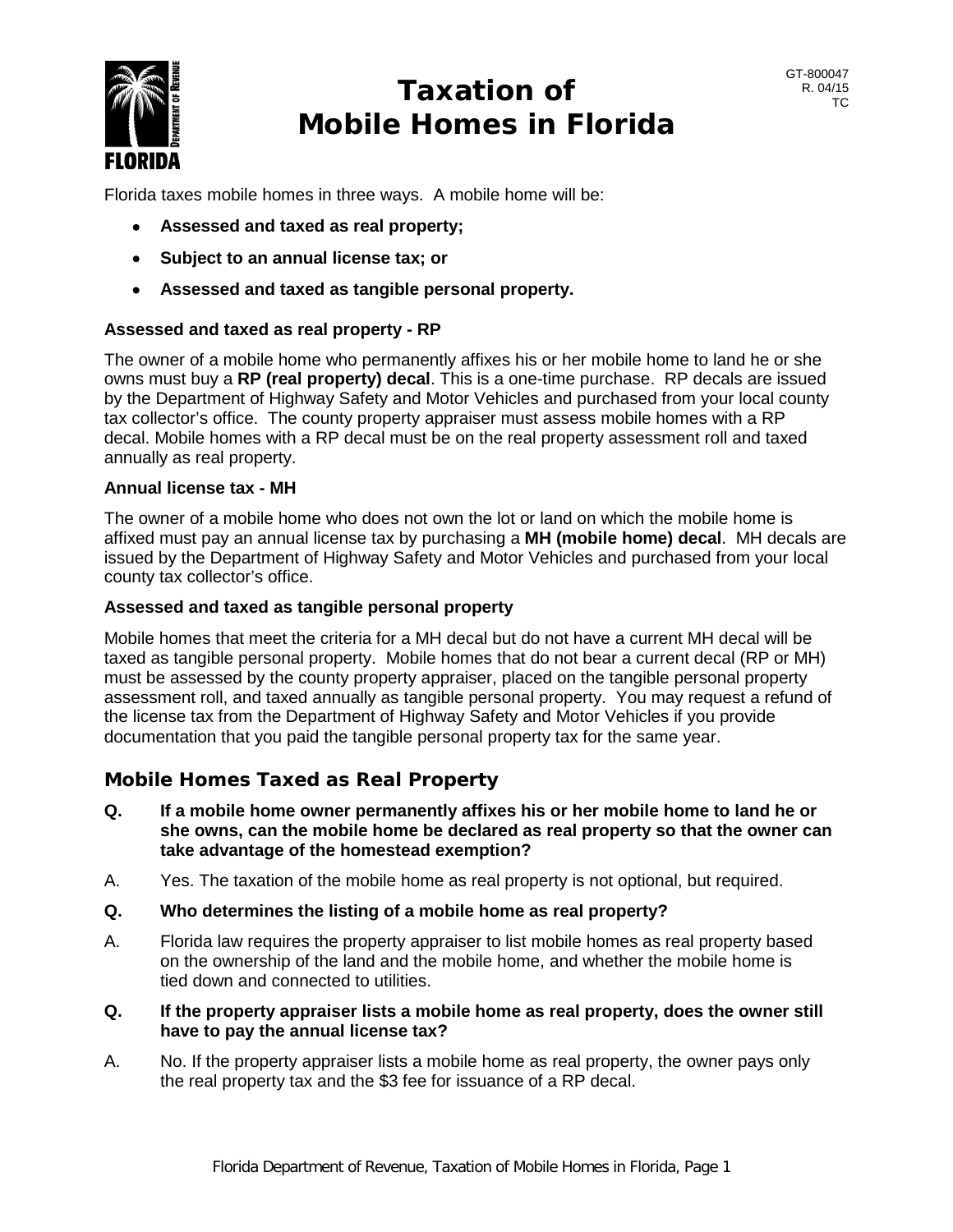GT-800047
R. 04/15
TC

# Taxation of Mobile Homes in Florida

Florida taxes mobile homes in three ways. A mobile home will be:

- **Assessed and taxed as real property;**
- **Subject to an annual license tax; or**
- **Assessed and taxed as tangible personal property.**

**Assessed and taxed as real property - RP**

The owner of a mobile home who permanently affixes his or her mobile home to land he or she owns must buy a **RP (real property) decal**. This is a one-time purchase. RP decals are issued by the Department of Highway Safety and Motor Vehicles and purchased from your local county tax collector's office. The county property appraiser must assess mobile homes with a RP decal. Mobile homes with a RP decal must be on the real property assessment roll and taxed annually as real property.

**Annual license tax - MH**

The owner of a mobile home who does not own the lot or land on which the mobile home is affixed must pay an annual license tax by purchasing a **MH (mobile home) decal**. MH decals are issued by the Department of Highway Safety and Motor Vehicles and purchased from your local county tax collector's office.

**Assessed and taxed as tangible personal property**

Mobile homes that meet the criteria for a MH decal but do not have a current MH decal will be taxed as tangible personal property. Mobile homes that do not bear a current decal (RP or MH) must be assessed by the county property appraiser, placed on the tangible personal property assessment roll, and taxed annually as tangible personal property. You may request a refund of the license tax from the Department of Highway Safety and Motor Vehicles if you provide documentation that you paid the tangible personal property tax for the same year.

## Mobile Homes Taxed as Real Property

**Q. If a mobile home owner permanently affixes his or her mobile home to land he or she owns, can the mobile home be declared as real property so that the owner can take advantage of the homestead exemption?**

A. Yes. The taxation of the mobile home as real property is not optional, but required.

**Q. Who determines the listing of a mobile home as real property?**

A. Florida law requires the property appraiser to list mobile homes as real property based on the ownership of the land and the mobile home, and whether the mobile home is tied down and connected to utilities.

**Q. If the property appraiser lists a mobile home as real property, does the owner still have to pay the annual license tax?**

A. No. If the property appraiser lists a mobile home as real property, the owner pays only the real property tax and the $3 fee for issuance of a RP decal.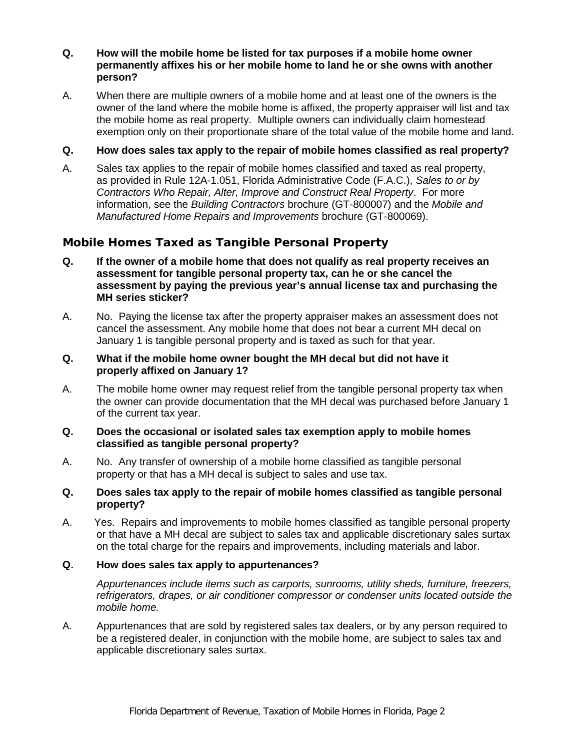**Q. How will the mobile home be listed for tax purposes if a mobile home owner permanently affixes his or her mobile home to land he or she owns with another person?**

A. When there are multiple owners of a mobile home and at least one of the owners is the owner of the land where the mobile home is affixed, the property appraiser will list and tax the mobile home as real property. Multiple owners can individually claim homestead exemption only on their proportionate share of the total value of the mobile home and land.

**Q. How does sales tax apply to the repair of mobile homes classified as real property?**

A. Sales tax applies to the repair of mobile homes classified and taxed as real property, as provided in Rule 12A-1.051, Florida Administrative Code (F.A.C.), *Sales to or by Contractors Who Repair, Alter, Improve and Construct Real Property*. For more information, see the *Building Contractors* brochure (GT-800007) and the *Mobile and Manufactured Home Repairs and Improvements* brochure (GT-800069).

## Mobile Homes Taxed as Tangible Personal Property

**Q. If the owner of a mobile home that does not qualify as real property receives an assessment for tangible personal property tax, can he or she cancel the assessment by paying the previous year's annual license tax and purchasing the MH series sticker?**

A. No. Paying the license tax after the property appraiser makes an assessment does not cancel the assessment. Any mobile home that does not bear a current MH decal on January 1 is tangible personal property and is taxed as such for that year.

**Q. What if the mobile home owner bought the MH decal but did not have it properly affixed on January 1?**

A. The mobile home owner may request relief from the tangible personal property tax when the owner can provide documentation that the MH decal was purchased before January 1 of the current tax year.

**Q. Does the occasional or isolated sales tax exemption apply to mobile homes classified as tangible personal property?**

A. No. Any transfer of ownership of a mobile home classified as tangible personal property or that has a MH decal is subject to sales and use tax.

**Q. Does sales tax apply to the repair of mobile homes classified as tangible personal property?**

A. Yes. Repairs and improvements to mobile homes classified as tangible personal property or that have a MH decal are subject to sales tax and applicable discretionary sales surtax on the total charge for the repairs and improvements, including materials and labor.

**Q. How does sales tax apply to appurtenances?**

*Appurtenances include items such as carports, sunrooms, utility sheds, furniture, freezers, refrigerators, drapes, or air conditioner compressor or condenser units located outside the mobile home.*

A. Appurtenances that are sold by registered sales tax dealers, or by any person required to be a registered dealer, in conjunction with the mobile home, are subject to sales tax and applicable discretionary sales surtax.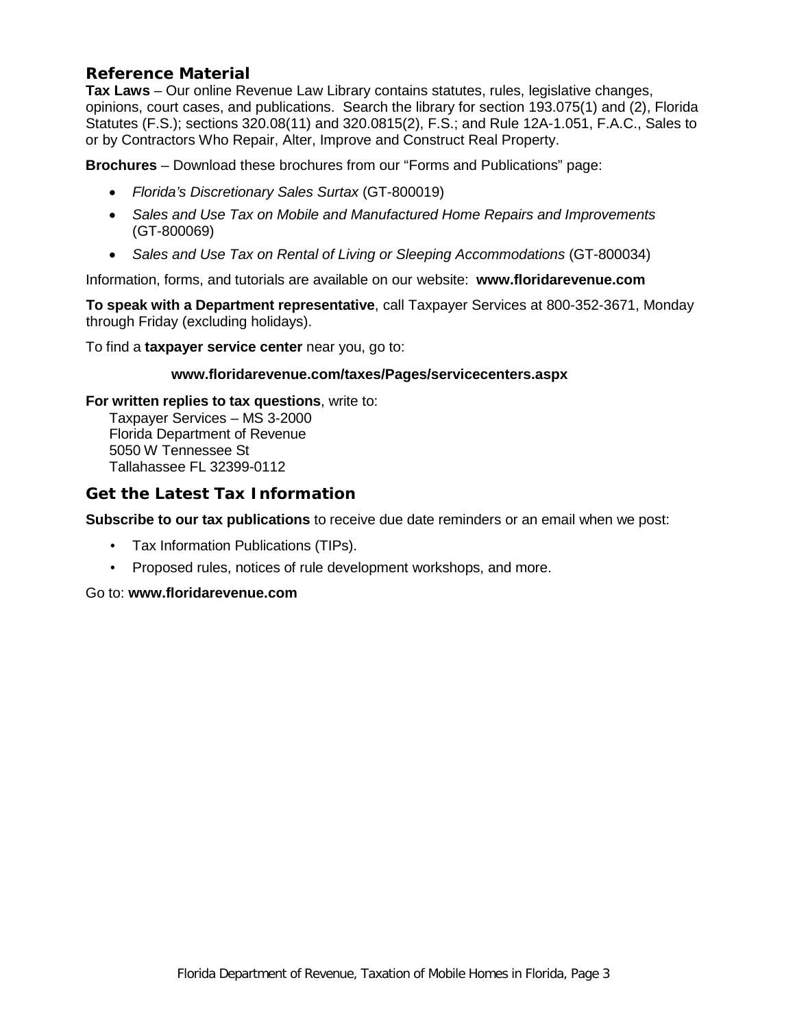## Reference Material

**Tax Laws** – Our online Revenue Law Library contains statutes, rules, legislative changes, opinions, court cases, and publications. Search the library for section 193.075(1) and (2), Florida Statutes (F.S.); sections 320.08(11) and 320.0815(2), F.S.; and Rule 12A-1.051, F.A.C., Sales to or by Contractors Who Repair, Alter, Improve and Construct Real Property.

**Brochures** – Download these brochures from our "Forms and Publications" page:

- *Florida's Discretionary Sales Surtax* (GT-800019)
- *Sales and Use Tax on Mobile and Manufactured Home Repairs and Improvements* (GT-800069)
- *Sales and Use Tax on Rental of Living or Sleeping Accommodations* (GT-800034)

Information, forms, and tutorials are available on our website: **www.floridarevenue.com**

**To speak with a Department representative**, call Taxpayer Services at 800-352-3671, Monday through Friday (excluding holidays).

To find a **taxpayer service center** near you, go to:

**www.floridarevenue.com/taxes/Pages/servicecenters.aspx**

**For written replies to tax questions**, write to:

Taxpayer Services – MS 3-2000
Florida Department of Revenue
5050 W Tennessee St
Tallahassee FL 32399-0112

## Get the Latest Tax Information

**Subscribe to our tax publications** to receive due date reminders or an email when we post:

- Tax Information Publications (TIPs).
- Proposed rules, notices of rule development workshops, and more.

Go to: **www.floridarevenue.com**